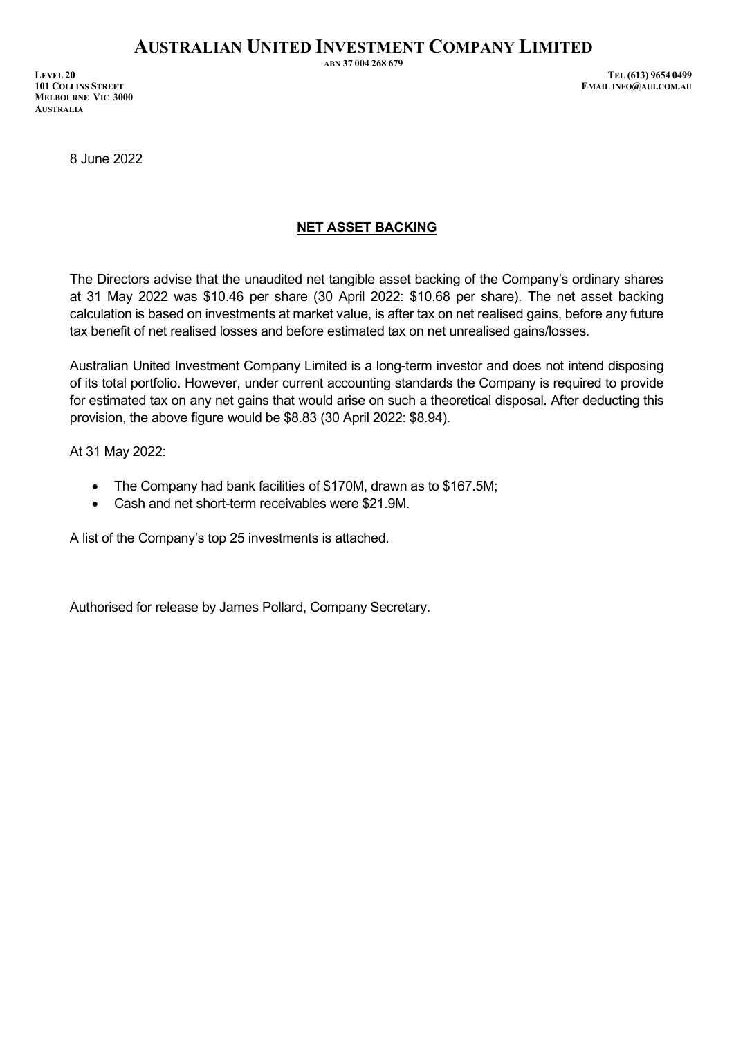# AUSTRALIAN UNITED INVESTMENT COMPANY LIMITED

ABN 37 004 268 679

LEVEL 20
101 COLLINS STREET
MELBOURNE VIC 3000
AUSTRALIA

TEL (613) 9654 0499
EMAIL INFO@AUI.COM.AU

8 June 2022

## NET ASSET BACKING

The Directors advise that the unaudited net tangible asset backing of the Company's ordinary shares at 31 May 2022 was $10.46 per share (30 April 2022: $10.68 per share). The net asset backing calculation is based on investments at market value, is after tax on net realised gains, before any future tax benefit of net realised losses and before estimated tax on net unrealised gains/losses.

Australian United Investment Company Limited is a long-term investor and does not intend disposing of its total portfolio. However, under current accounting standards the Company is required to provide for estimated tax on any net gains that would arise on such a theoretical disposal. After deducting this provision, the above figure would be $8.83 (30 April 2022: $8.94).

At 31 May 2022:

- The Company had bank facilities of $170M, drawn as to $167.5M;
- Cash and net short-term receivables were $21.9M.

A list of the Company's top 25 investments is attached.

Authorised for release by James Pollard, Company Secretary.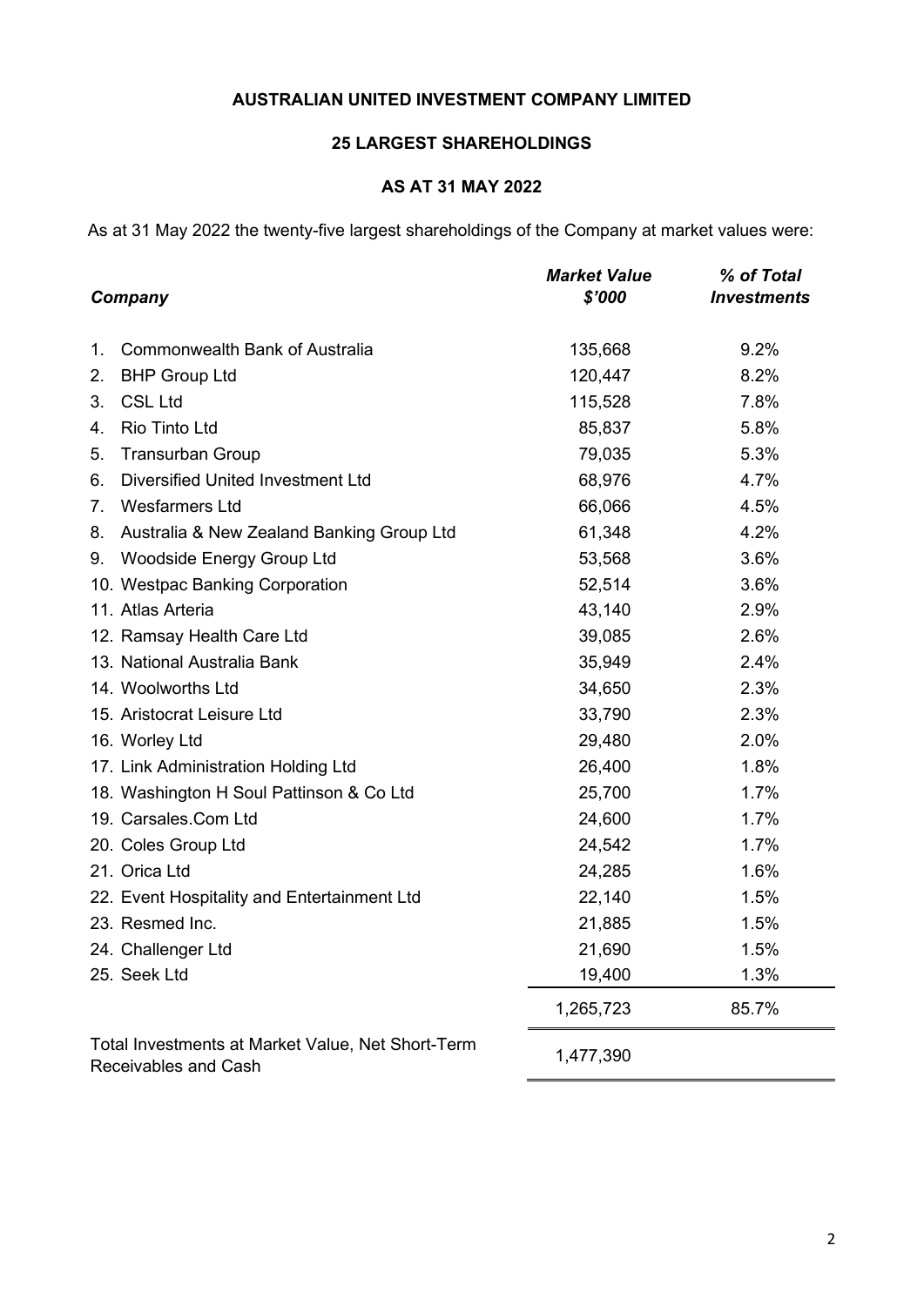**AUSTRALIAN UNITED INVESTMENT COMPANY LIMITED**

**25 LARGEST SHAREHOLDINGS**

**AS AT 31 MAY 2022**

As at 31 May 2022 the twenty-five largest shareholdings of the Company at market values were:

| ***Company*** | ***Market Value $'000*** | ***% of Total Investments*** |
|---|---|---|
| 1. Commonwealth Bank of Australia | 135,668 | 9.2% |
| 2. BHP Group Ltd | 120,447 | 8.2% |
| 3. CSL Ltd | 115,528 | 7.8% |
| 4. Rio Tinto Ltd | 85,837 | 5.8% |
| 5. Transurban Group | 79,035 | 5.3% |
| 6. Diversified United Investment Ltd | 68,976 | 4.7% |
| 7. Wesfarmers Ltd | 66,066 | 4.5% |
| 8. Australia & New Zealand Banking Group Ltd | 61,348 | 4.2% |
| 9. Woodside Energy Group Ltd | 53,568 | 3.6% |
| 10. Westpac Banking Corporation | 52,514 | 3.6% |
| 11. Atlas Arteria | 43,140 | 2.9% |
| 12. Ramsay Health Care Ltd | 39,085 | 2.6% |
| 13. National Australia Bank | 35,949 | 2.4% |
| 14. Woolworths Ltd | 34,650 | 2.3% |
| 15. Aristocrat Leisure Ltd | 33,790 | 2.3% |
| 16. Worley Ltd | 29,480 | 2.0% |
| 17. Link Administration Holding Ltd | 26,400 | 1.8% |
| 18. Washington H Soul Pattinson & Co Ltd | 25,700 | 1.7% |
| 19. Carsales.Com Ltd | 24,600 | 1.7% |
| 20. Coles Group Ltd | 24,542 | 1.7% |
| 21. Orica Ltd | 24,285 | 1.6% |
| 22. Event Hospitality and Entertainment Ltd | 22,140 | 1.5% |
| 23. Resmed Inc. | 21,885 | 1.5% |
| 24. Challenger Ltd | 21,690 | 1.5% |
| 25. Seek Ltd | 19,400 | 1.3% |
| | 1,265,723 | 85.7% |
| Total Investments at Market Value, Net Short-Term Receivables and Cash | 1,477,390 | |